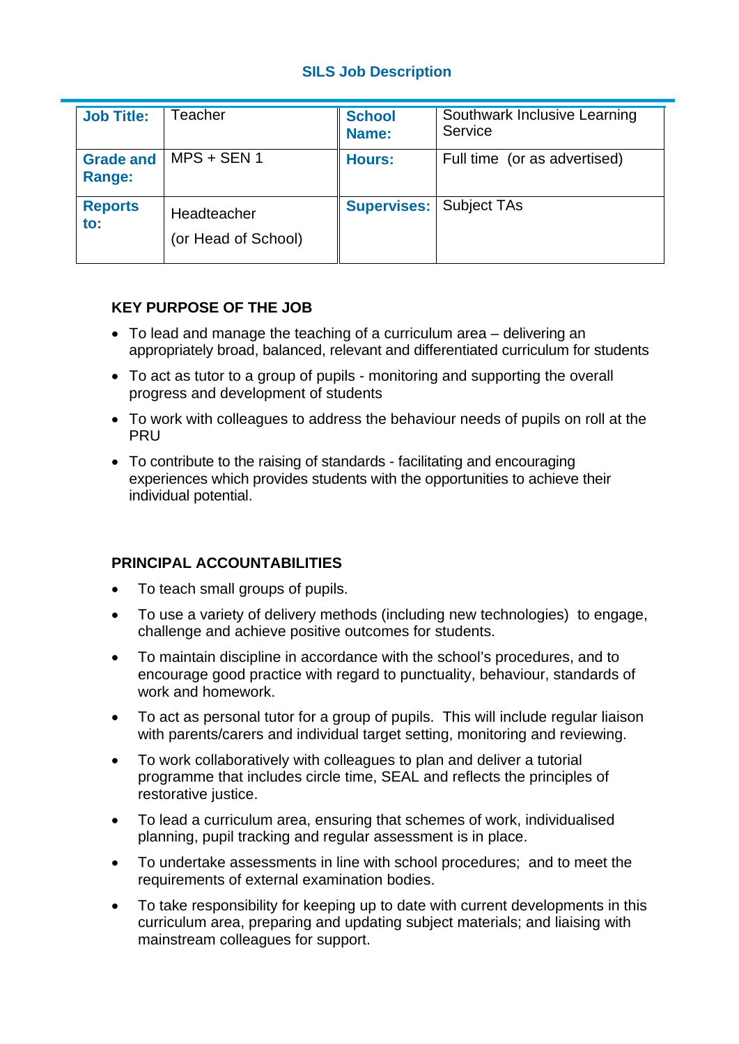# SILS Job Description

| | | | |
|---|---|---|---|
| **Job Title:** | Teacher | **School Name:** | Southwark Inclusive Learning Service |
| **Grade and Range:** | MPS + SEN 1 | **Hours:** | Full time (or as advertised) |
| **Reports to:** | Headteacher<br><br>(or Head of School) | **Supervises:** | Subject TAs |

## KEY PURPOSE OF THE JOB

- To lead and manage the teaching of a curriculum area – delivering an appropriately broad, balanced, relevant and differentiated curriculum for students
- To act as tutor to a group of pupils - monitoring and supporting the overall progress and development of students
- To work with colleagues to address the behaviour needs of pupils on roll at the PRU
- To contribute to the raising of standards - facilitating and encouraging experiences which provides students with the opportunities to achieve their individual potential.

## PRINCIPAL ACCOUNTABILITIES

- To teach small groups of pupils.
- To use a variety of delivery methods (including new technologies) to engage, challenge and achieve positive outcomes for students.
- To maintain discipline in accordance with the school's procedures, and to encourage good practice with regard to punctuality, behaviour, standards of work and homework.
- To act as personal tutor for a group of pupils. This will include regular liaison with parents/carers and individual target setting, monitoring and reviewing.
- To work collaboratively with colleagues to plan and deliver a tutorial programme that includes circle time, SEAL and reflects the principles of restorative justice.
- To lead a curriculum area, ensuring that schemes of work, individualised planning, pupil tracking and regular assessment is in place.
- To undertake assessments in line with school procedures; and to meet the requirements of external examination bodies.
- To take responsibility for keeping up to date with current developments in this curriculum area, preparing and updating subject materials; and liaising with mainstream colleagues for support.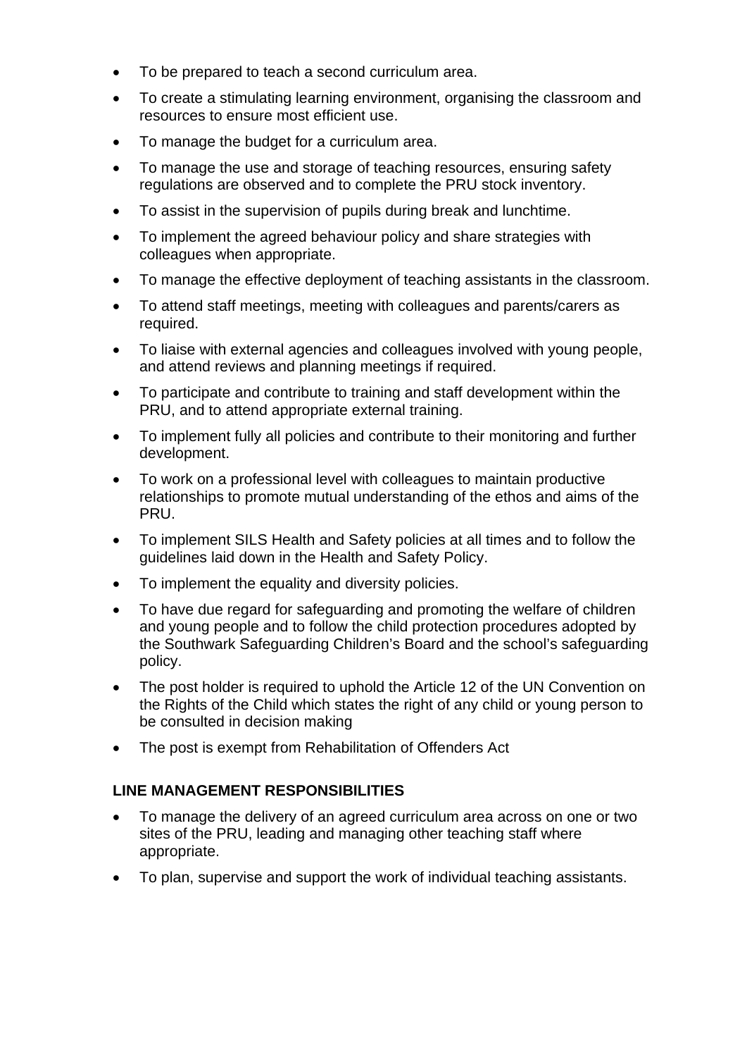- To be prepared to teach a second curriculum area.
- To create a stimulating learning environment, organising the classroom and resources to ensure most efficient use.
- To manage the budget for a curriculum area.
- To manage the use and storage of teaching resources, ensuring safety regulations are observed and to complete the PRU stock inventory.
- To assist in the supervision of pupils during break and lunchtime.
- To implement the agreed behaviour policy and share strategies with colleagues when appropriate.
- To manage the effective deployment of teaching assistants in the classroom.
- To attend staff meetings, meeting with colleagues and parents/carers as required.
- To liaise with external agencies and colleagues involved with young people, and attend reviews and planning meetings if required.
- To participate and contribute to training and staff development within the PRU, and to attend appropriate external training.
- To implement fully all policies and contribute to their monitoring and further development.
- To work on a professional level with colleagues to maintain productive relationships to promote mutual understanding of the ethos and aims of the PRU.
- To implement SILS Health and Safety policies at all times and to follow the guidelines laid down in the Health and Safety Policy.
- To implement the equality and diversity policies.
- To have due regard for safeguarding and promoting the welfare of children and young people and to follow the child protection procedures adopted by the Southwark Safeguarding Children's Board and the school's safeguarding policy.
- The post holder is required to uphold the Article 12 of the UN Convention on the Rights of the Child which states the right of any child or young person to be consulted in decision making
- The post is exempt from Rehabilitation of Offenders Act

**LINE MANAGEMENT RESPONSIBILITIES**

- To manage the delivery of an agreed curriculum area across on one or two sites of the PRU, leading and managing other teaching staff where appropriate.
- To plan, supervise and support the work of individual teaching assistants.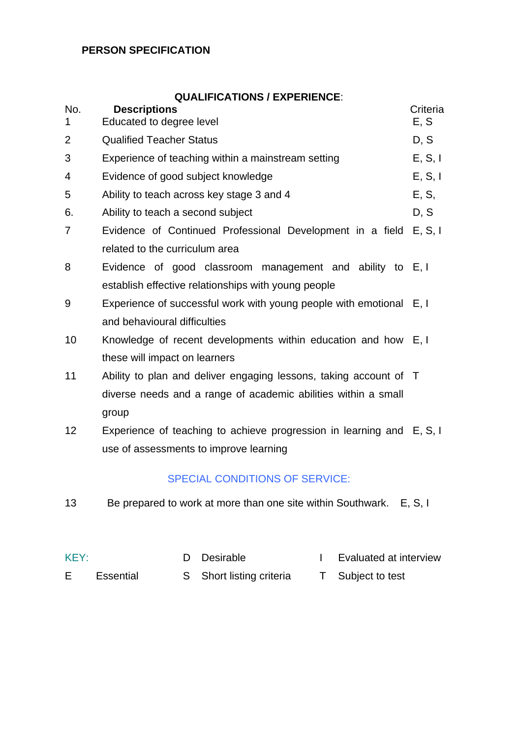## PERSON SPECIFICATION

### QUALIFICATIONS / EXPERIENCE:

| No. | Descriptions | Criteria |
|---|---|---|
| 1 | Educated to degree level | E, S |
| 2 | Qualified Teacher Status | D, S |
| 3 | Experience of teaching within a mainstream setting | E, S, I |
| 4 | Evidence of good subject knowledge | E, S, I |
| 5 | Ability to teach across key stage 3 and 4 | E, S, |
| 6. | Ability to teach a second subject | D, S |
| 7 | Evidence of Continued Professional Development in a field related to the curriculum area | E, S, I |
| 8 | Evidence of good classroom management and ability to establish effective relationships with young people | E, I |
| 9 | Experience of successful work with young people with emotional and behavioural difficulties | E, I |
| 10 | Knowledge of recent developments within education and how these will impact on learners | E, I |
| 11 | Ability to plan and deliver engaging lessons, taking account of diverse needs and a range of academic abilities within a small group | T |
| 12 | Experience of teaching to achieve progression in learning and use of assessments to improve learning | E, S, I |

### SPECIAL CONDITIONS OF SERVICE:

| No. | Descriptions | Criteria |
|---|---|---|
| 13 | Be prepared to work at more than one site within Southwark. | E, S, I |

KEY:

| | | | | | |
|---|---|---|---|---|---|
| E | Essential | D | Desirable | I | Evaluated at interview |
| | | S | Short listing criteria | T | Subject to test |